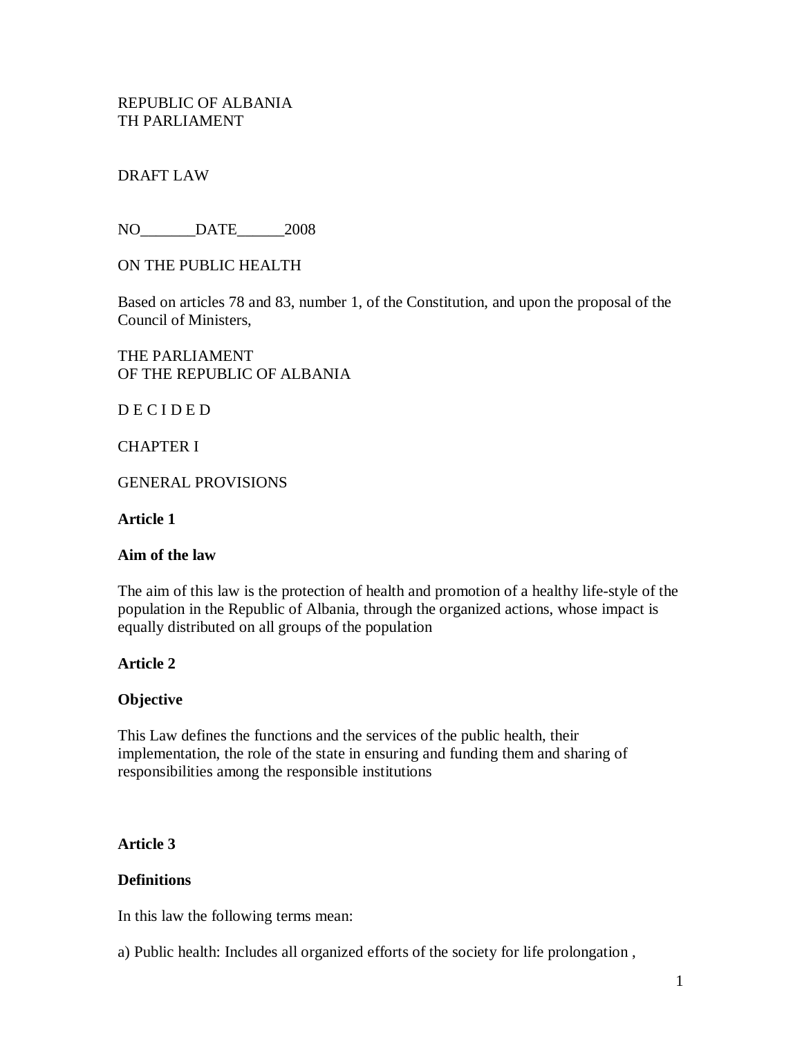REPUBLIC OF ALBANIA
TH PARLIAMENT

DRAFT LAW

NO_______DATE______2008

ON THE PUBLIC HEALTH

Based on articles 78 and 83, number 1, of the Constitution, and upon the proposal of the Council of Ministers,

THE PARLIAMENT
OF THE REPUBLIC OF ALBANIA

D E C I D E D

CHAPTER I

GENERAL PROVISIONS

**Article 1**

**Aim of the law**

The aim of this law is the protection of health and promotion of a healthy life-style of the population in the Republic of Albania, through the organized actions, whose impact is equally distributed on all groups of the population

**Article 2**

**Objective**

This Law defines the functions and the services of the public health, their implementation, the role of the state in ensuring and funding them and sharing of responsibilities among the responsible institutions

**Article 3**

**Definitions**

In this law the following terms mean:

a) Public health: Includes all organized efforts of the society for life prolongation ,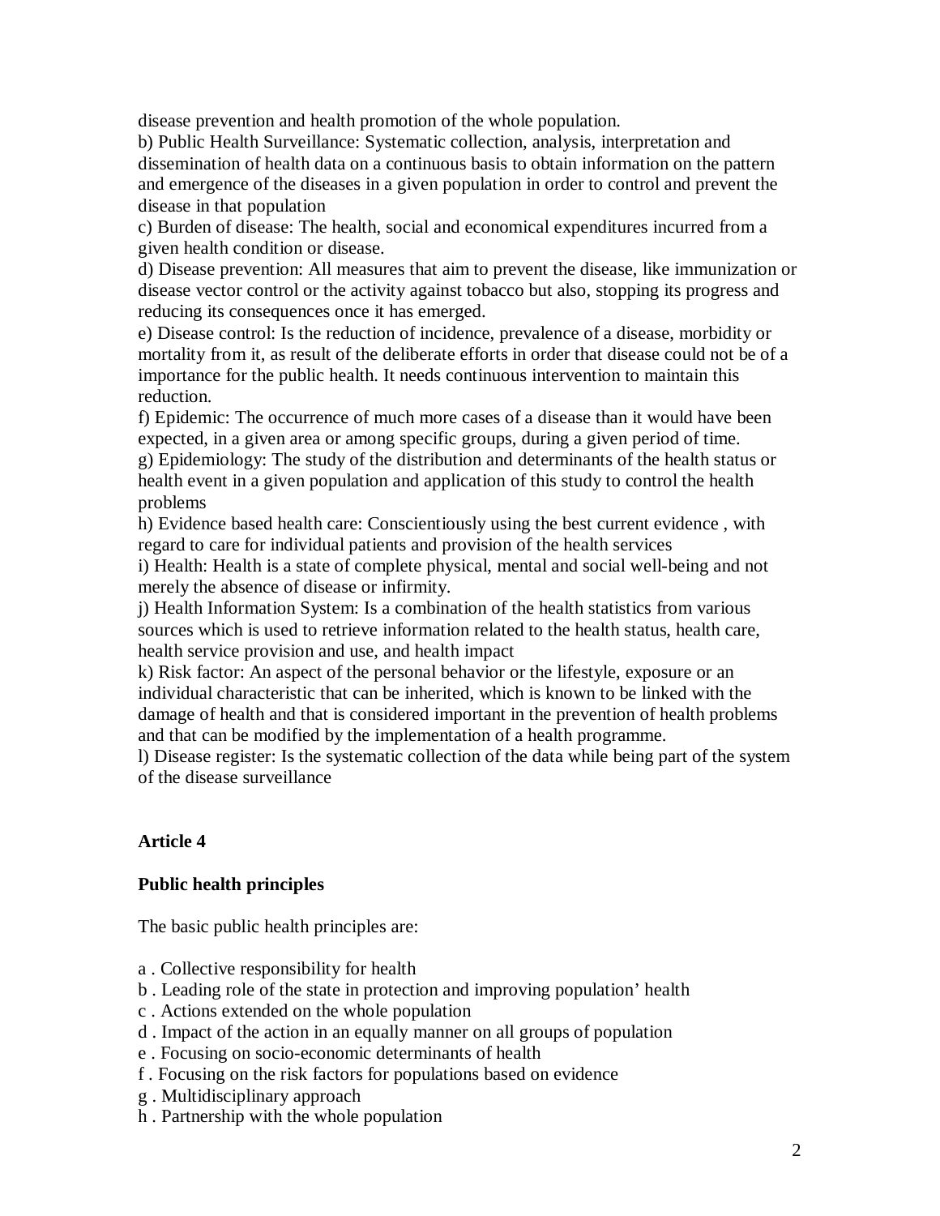disease prevention and health promotion of the whole population.

b) Public Health Surveillance: Systematic collection, analysis, interpretation and dissemination of health data on a continuous basis to obtain information on the pattern and emergence of the diseases in a given population in order to control and prevent the disease in that population

c) Burden of disease: The health, social and economical expenditures incurred from a given health condition or disease.

d) Disease prevention: All measures that aim to prevent the disease, like immunization or disease vector control or the activity against tobacco but also, stopping its progress and reducing its consequences once it has emerged.

e) Disease control: Is the reduction of incidence, prevalence of a disease, morbidity or mortality from it, as result of the deliberate efforts in order that disease could not be of a importance for the public health. It needs continuous intervention to maintain this reduction.

f) Epidemic: The occurrence of much more cases of a disease than it would have been expected, in a given area or among specific groups, during a given period of time.

g) Epidemiology: The study of the distribution and determinants of the health status or health event in a given population and application of this study to control the health problems

h) Evidence based health care: Conscientiously using the best current evidence , with regard to care for individual patients and provision of the health services

i) Health: Health is a state of complete physical, mental and social well-being and not merely the absence of disease or infirmity.

j) Health Information System: Is a combination of the health statistics from various sources which is used to retrieve information related to the health status, health care, health service provision and use, and health impact

k) Risk factor: An aspect of the personal behavior or the lifestyle, exposure or an individual characteristic that can be inherited, which is known to be linked with the damage of health and that is considered important in the prevention of health problems and that can be modified by the implementation of a health programme.

l) Disease register: Is the systematic collection of the data while being part of the system of the disease surveillance

**Article 4**

**Public health principles**

The basic public health principles are:

a . Collective responsibility for health

b . Leading role of the state in protection and improving population’ health

c . Actions extended on the whole population

d . Impact of the action in an equally manner on all groups of population

e . Focusing on socio-economic determinants of health

f . Focusing on the risk factors for populations based on evidence

g . Multidisciplinary approach

h . Partnership with the whole population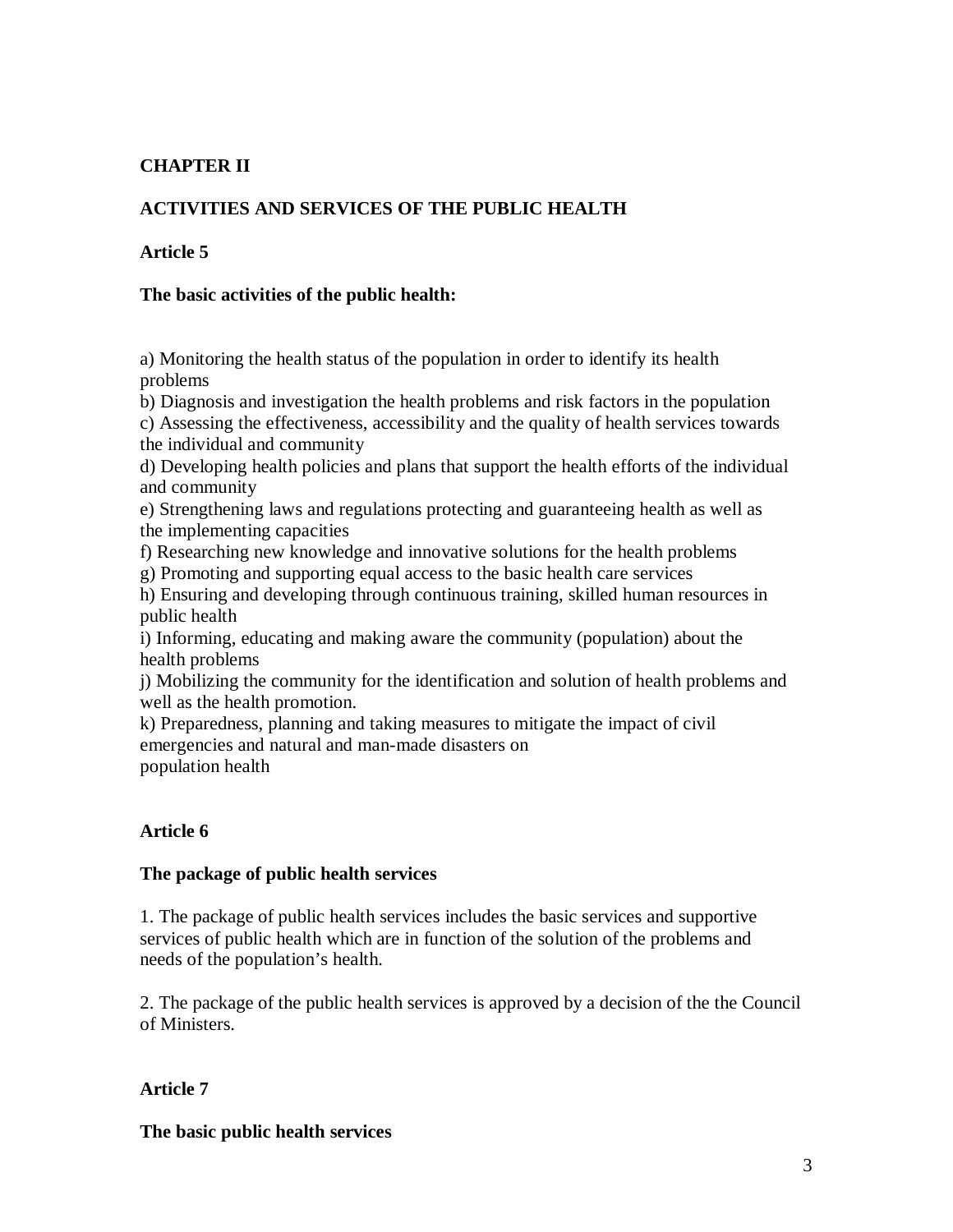## CHAPTER II

## ACTIVITIES AND SERVICES OF THE PUBLIC HEALTH

### Article 5

**The basic activities of the public health:**

a) Monitoring the health status of the population in order to identify its health problems
b) Diagnosis and investigation the health problems and risk factors in the population
c) Assessing the effectiveness, accessibility and the quality of health services towards the individual and community
d) Developing health policies and plans that support the health efforts of the individual and community
e) Strengthening laws and regulations protecting and guaranteeing health as well as the implementing capacities
f) Researching new knowledge and innovative solutions for the health problems
g) Promoting and supporting equal access to the basic health care services
h) Ensuring and developing through continuous training, skilled human resources in public health
i) Informing, educating and making aware the community (population) about the health problems
j) Mobilizing the community for the identification and solution of health problems and well as the health promotion.
k) Preparedness, planning and taking measures to mitigate the impact of civil emergencies and natural and man-made disasters on population health

### Article 6

**The package of public health services**

1. The package of public health services includes the basic services and supportive services of public health which are in function of the solution of the problems and needs of the population's health.

2. The package of the public health services is approved by a decision of the the Council of Ministers.

### Article 7

**The basic public health services**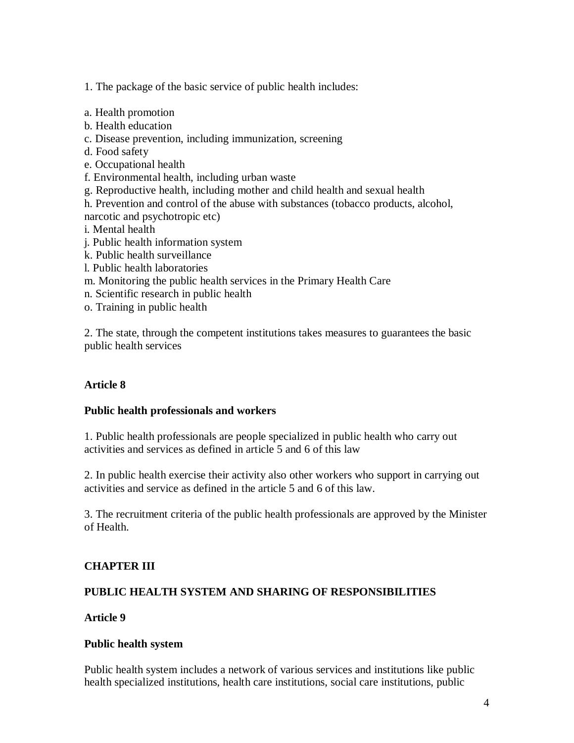1. The package of the basic service of public health includes:

a. Health promotion
b. Health education
c. Disease prevention, including immunization, screening
d. Food safety
e. Occupational health
f. Environmental health, including urban waste
g. Reproductive health, including mother and child health and sexual health
h. Prevention and control of the abuse with substances (tobacco products, alcohol, narcotic and psychotropic etc)
i. Mental health
j. Public health information system
k. Public health surveillance
l. Public health laboratories
m. Monitoring the public health services in the Primary Health Care
n. Scientific research in public health
o. Training in public health

2. The state, through the competent institutions takes measures to guarantees the basic public health services

**Article 8**

**Public health professionals and workers**

1. Public health professionals are people specialized in public health who carry out activities and services as defined in article 5 and 6 of this law

2. In public health exercise their activity also other workers who support in carrying out activities and service as defined in the article 5 and 6 of this law.

3. The recruitment criteria of the public health professionals are approved by the Minister of Health.

## CHAPTER III

## PUBLIC HEALTH SYSTEM AND SHARING OF RESPONSIBILITIES

**Article 9**

**Public health system**

Public health system includes a network of various services and institutions like public health specialized institutions, health care institutions, social care institutions, public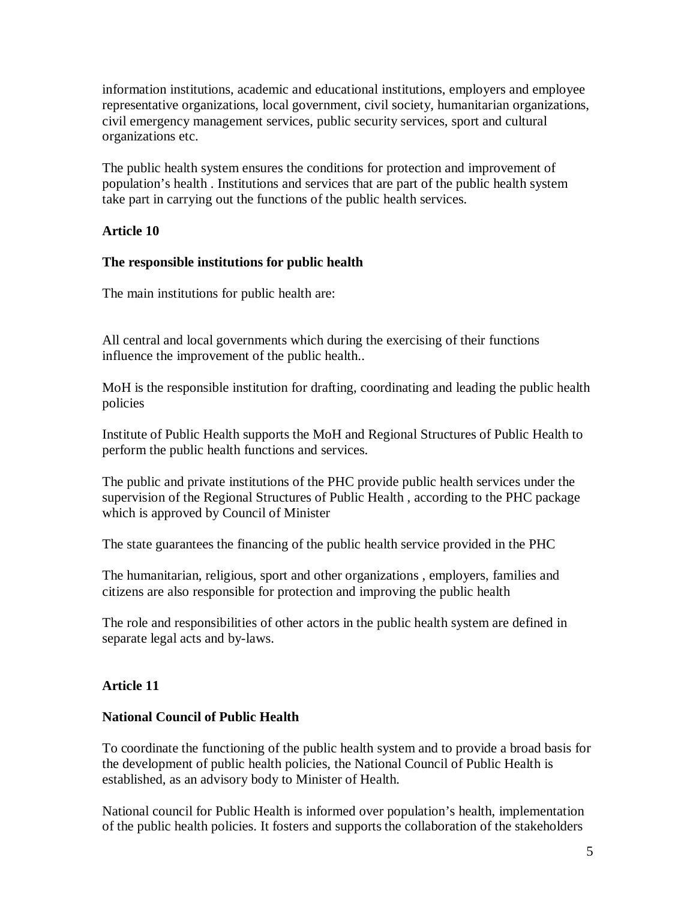information institutions, academic and educational institutions, employers and employee representative organizations, local government, civil society, humanitarian organizations, civil emergency management services, public security services, sport and cultural organizations etc.

The public health system ensures the conditions for protection and improvement of population's health . Institutions and services that are part of the public health system take part in carrying out the functions of the public health services.

**Article 10**

**The responsible institutions for public health**

The main institutions for public health are:

All central and local governments which during the exercising of their functions influence the improvement of the public health..

MoH is the responsible institution for drafting, coordinating and leading the public health policies

Institute of Public Health supports the MoH and Regional Structures of Public Health to perform the public health functions and services.

The public and private institutions of the PHC provide public health services under the supervision of the Regional Structures of Public Health , according to the PHC package which is approved by Council of Minister

The state guarantees the financing of the public health service provided in the PHC

The humanitarian, religious, sport and other organizations , employers, families and citizens are also responsible for protection and improving the public health

The role and responsibilities of other actors in the public health system are defined in separate legal acts and by-laws.

**Article 11**

**National Council of Public Health**

To coordinate the functioning of the public health system and to provide a broad basis for the development of public health policies, the National Council of Public Health is established, as an advisory body to Minister of Health.

National council for Public Health is informed over population's health, implementation of the public health policies. It fosters and supports the collaboration of the stakeholders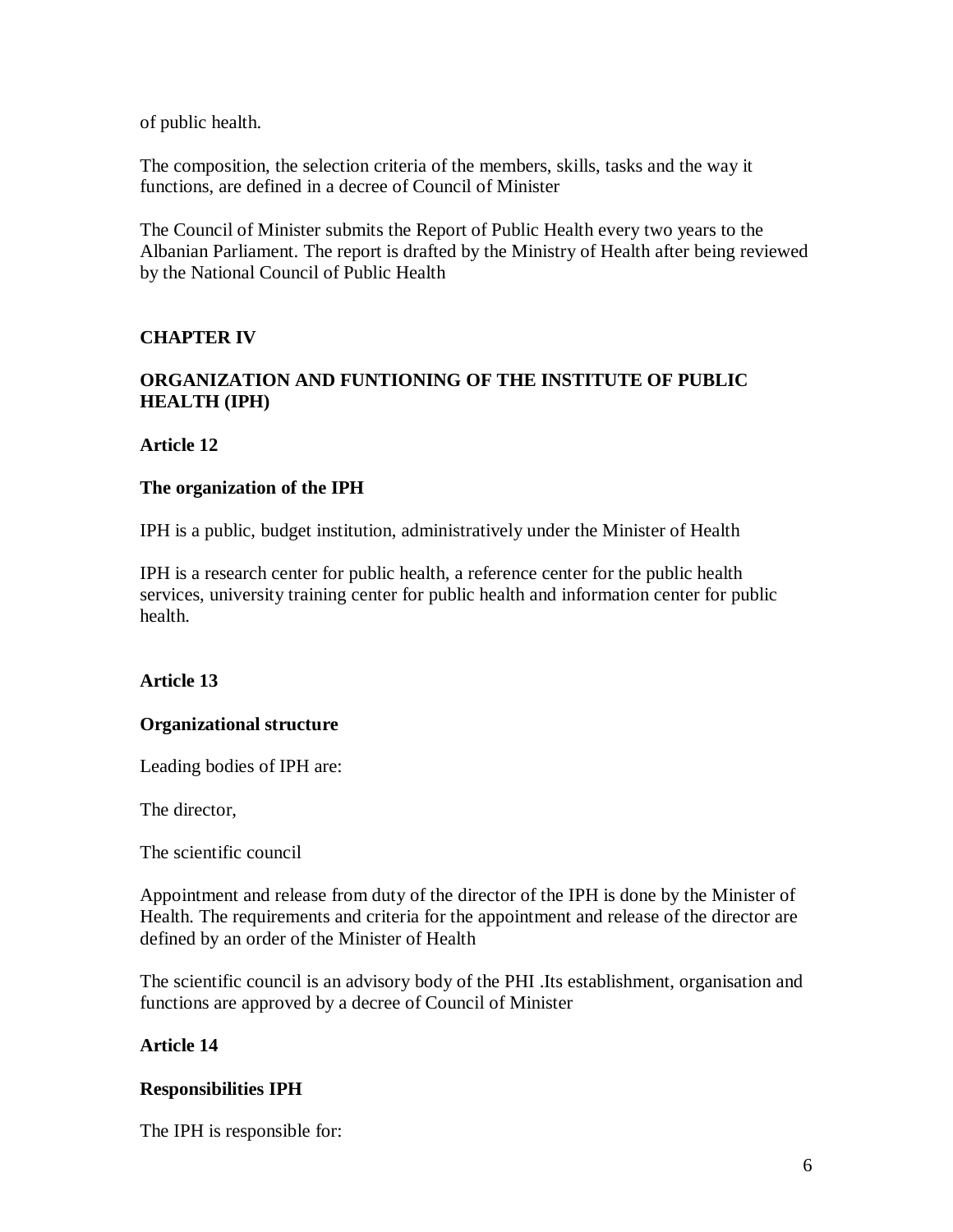of public health.

The composition, the selection criteria of the members, skills, tasks and the way it functions, are defined in a decree of Council of Minister

The Council of Minister submits the Report of Public Health every two years to the Albanian Parliament. The report is drafted by the Ministry of Health after being reviewed by the National Council of Public Health

## CHAPTER IV

## ORGANIZATION AND FUNTIONING OF THE INSTITUTE OF PUBLIC HEALTH (IPH)

### Article 12

### The organization of the IPH

IPH is a public, budget institution, administratively under the Minister of Health

IPH is a research center for public health, a reference center for the public health services, university training center for public health and information center for public health.

### Article 13

### Organizational structure

Leading bodies of IPH are:

The director,

The scientific council

Appointment and release from duty of the director of the IPH is done by the Minister of Health. The requirements and criteria for the appointment and release of the director are defined by an order of the Minister of Health

The scientific council is an advisory body of the PHI .Its establishment, organisation and functions are approved by a decree of Council of Minister

### Article 14

### Responsibilities IPH

The IPH is responsible for: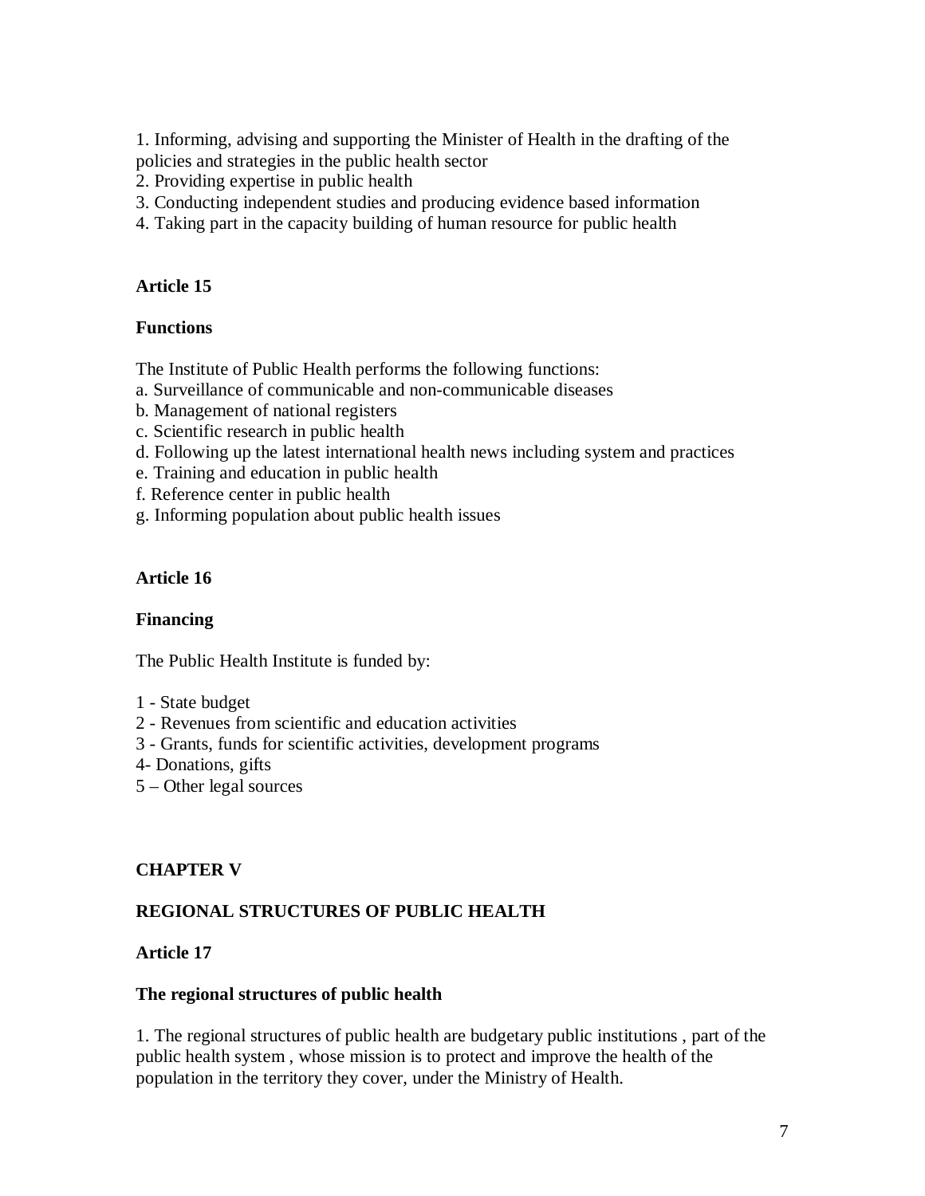1. Informing, advising and supporting the Minister of Health in the drafting of the policies and strategies in the public health sector
2. Providing expertise in public health
3. Conducting independent studies and producing evidence based information
4. Taking part in the capacity building of human resource for public health

**Article 15**

**Functions**

The Institute of Public Health performs the following functions:

a. Surveillance of communicable and non-communicable diseases
b. Management of national registers
c. Scientific research in public health
d. Following up the latest international health news including system and practices
e. Training and education in public health
f. Reference center in public health
g. Informing population about public health issues

**Article 16**

**Financing**

The Public Health Institute is funded by:

1 - State budget
2 - Revenues from scientific and education activities
3 - Grants, funds for scientific activities, development programs
4- Donations, gifts
5 – Other legal sources

**CHAPTER V**

**REGIONAL STRUCTURES OF PUBLIC HEALTH**

**Article 17**

**The regional structures of public health**

1. The regional structures of public health are budgetary public institutions , part of the public health system , whose mission is to protect and improve the health of the population in the territory they cover, under the Ministry of Health.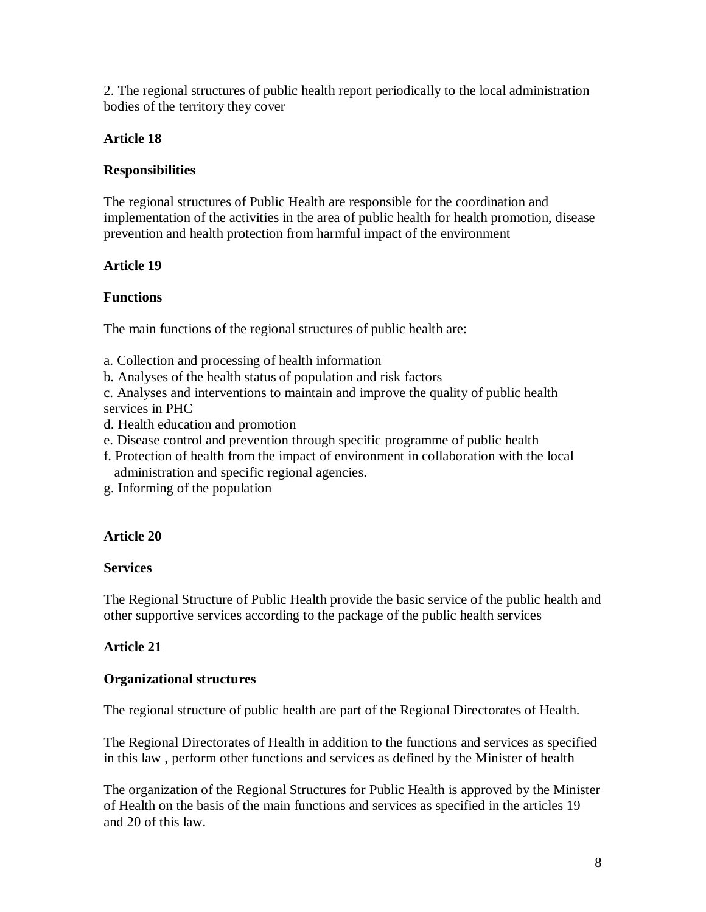2. The regional structures of public health report periodically to the local administration bodies of the territory they cover

**Article 18**

**Responsibilities**

The regional structures of Public Health are responsible for the coordination and implementation of the activities in the area of public health for health promotion, disease prevention and health protection from harmful impact of the environment

**Article 19**

**Functions**

The main functions of the regional structures of public health are:

a. Collection and processing of health information
b. Analyses of the health status of population and risk factors
c. Analyses and interventions to maintain and improve the quality of public health services in PHC
d. Health education and promotion
e. Disease control and prevention through specific programme of public health
f. Protection of health from the impact of environment in collaboration with the local administration and specific regional agencies.
g. Informing of the population

**Article 20**

**Services**

The Regional Structure of Public Health provide the basic service of the public health and other supportive services according to the package of the public health services

**Article 21**

**Organizational structures**

The regional structure of public health are part of the Regional Directorates of Health.

The Regional Directorates of Health in addition to the functions and services as specified in this law , perform other functions and services as defined by the Minister of health

The organization of the Regional Structures for Public Health is approved by the Minister of Health on the basis of the main functions and services as specified in the articles 19 and 20 of this law.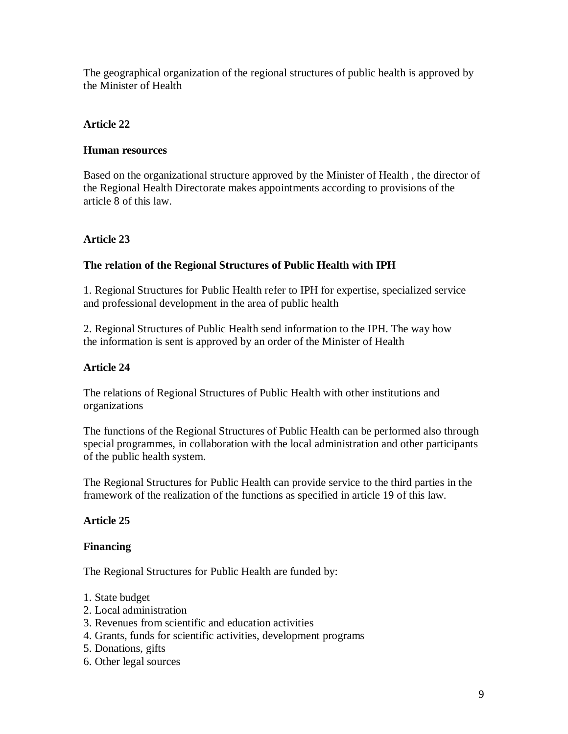The geographical organization of the regional structures of public health is approved by the Minister of Health

**Article 22**

**Human resources**

Based on the organizational structure approved by the Minister of Health , the director of the Regional Health Directorate makes appointments according to provisions of the article 8 of this law.

**Article 23**

**The relation of the Regional Structures of Public Health with IPH**

1. Regional Structures for Public Health refer to IPH for expertise, specialized service and professional development in the area of public health

2. Regional Structures of Public Health send information to the IPH. The way how the information is sent is approved by an order of the Minister of Health

**Article 24**

The relations of Regional Structures of Public Health with other institutions and organizations

The functions of the Regional Structures of Public Health can be performed also through special programmes, in collaboration with the local administration and other participants of the public health system.

The Regional Structures for Public Health can provide service to the third parties in the framework of the realization of the functions as specified in article 19 of this law.

**Article 25**

**Financing**

The Regional Structures for Public Health are funded by:

1. State budget
2. Local administration
3. Revenues from scientific and education activities
4. Grants, funds for scientific activities, development programs
5. Donations, gifts
6. Other legal sources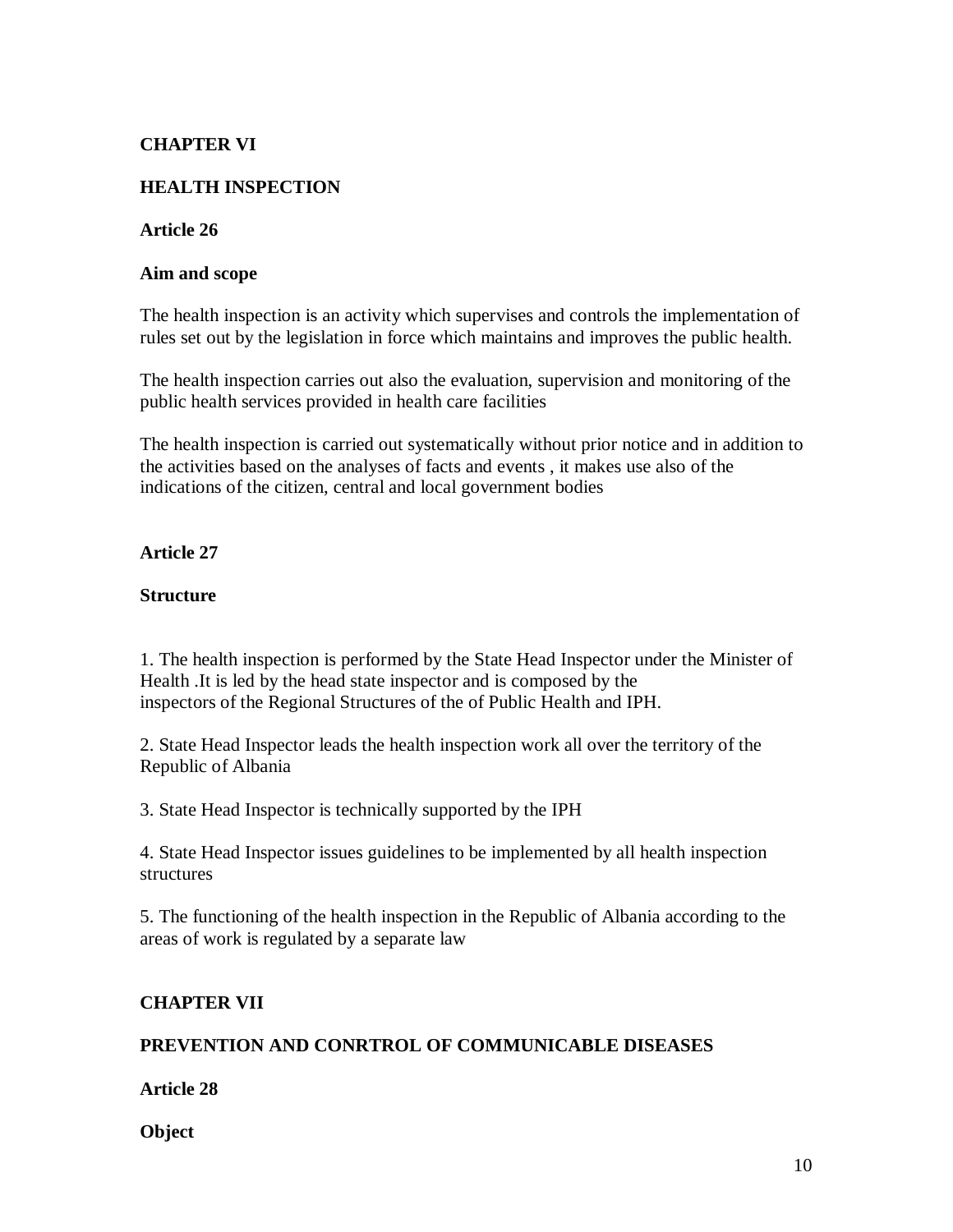## CHAPTER VI

## HEALTH INSPECTION

### Article 26

**Aim and scope**

The health inspection is an activity which supervises and controls the implementation of rules set out by the legislation in force which maintains and improves the public health.

The health inspection carries out also the evaluation, supervision and monitoring of the public health services provided in health care facilities

The health inspection is carried out systematically without prior notice and in addition to the activities based on the analyses of facts and events , it makes use also of the indications of the citizen, central and local government bodies

### Article 27

**Structure**

1. The health inspection is performed by the State Head Inspector under the Minister of Health .It is led by the head state inspector and is composed by the inspectors of the Regional Structures of the of Public Health and IPH.

2. State Head Inspector leads the health inspection work all over the territory of the Republic of Albania

3. State Head Inspector is technically supported by the IPH

4. State Head Inspector issues guidelines to be implemented by all health inspection structures

5. The functioning of the health inspection in the Republic of Albania according to the areas of work is regulated by a separate law

## CHAPTER VII

## PREVENTION AND CONRTROL OF COMMUNICABLE DISEASES

### Article 28

**Object**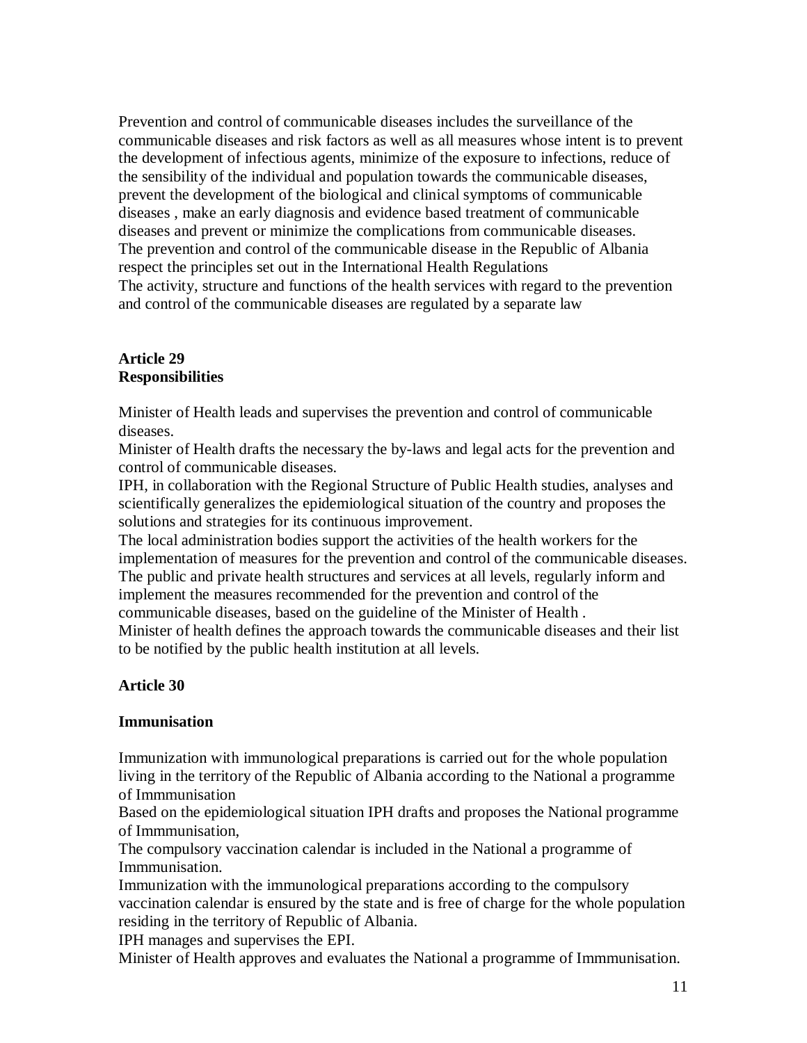Prevention and control of communicable diseases includes the surveillance of the communicable diseases and risk factors as well as all measures whose intent is to prevent the development of infectious agents, minimize of the exposure to infections, reduce of the sensibility of the individual and population towards the communicable diseases, prevent the development of the biological and clinical symptoms of communicable diseases , make an early diagnosis and evidence based treatment of communicable diseases and prevent or minimize the complications from communicable diseases.
The prevention and control of the communicable disease in the Republic of Albania respect the principles set out in the International Health Regulations
The activity, structure and functions of the health services with regard to the prevention and control of the communicable diseases are regulated by a separate law

**Article 29**
**Responsibilities**

Minister of Health leads and supervises the prevention and control of communicable diseases.
Minister of Health drafts the necessary the by-laws and legal acts for the prevention and control of communicable diseases.
IPH, in collaboration with the Regional Structure of Public Health studies, analyses and scientifically generalizes the epidemiological situation of the country and proposes the solutions and strategies for its continuous improvement.
The local administration bodies support the activities of the health workers for the implementation of measures for the prevention and control of the communicable diseases.
The public and private health structures and services at all levels, regularly inform and implement the measures recommended for the prevention and control of the communicable diseases, based on the guideline of the Minister of Health .
Minister of health defines the approach towards the communicable diseases and their list to be notified by the public health institution at all levels.

**Article 30**

**Immunisation**

Immunization with immunological preparations is carried out for the whole population living in the territory of the Republic of Albania according to the National a programme of Immmunisation
Based on the epidemiological situation IPH drafts and proposes the National programme of Immmunisation,
The compulsory vaccination calendar is included in the National a programme of Immmunisation.
Immunization with the immunological preparations according to the compulsory vaccination calendar is ensured by the state and is free of charge for the whole population residing in the territory of Republic of Albania.
IPH manages and supervises the EPI.
Minister of Health approves and evaluates the National a programme of Immmunisation.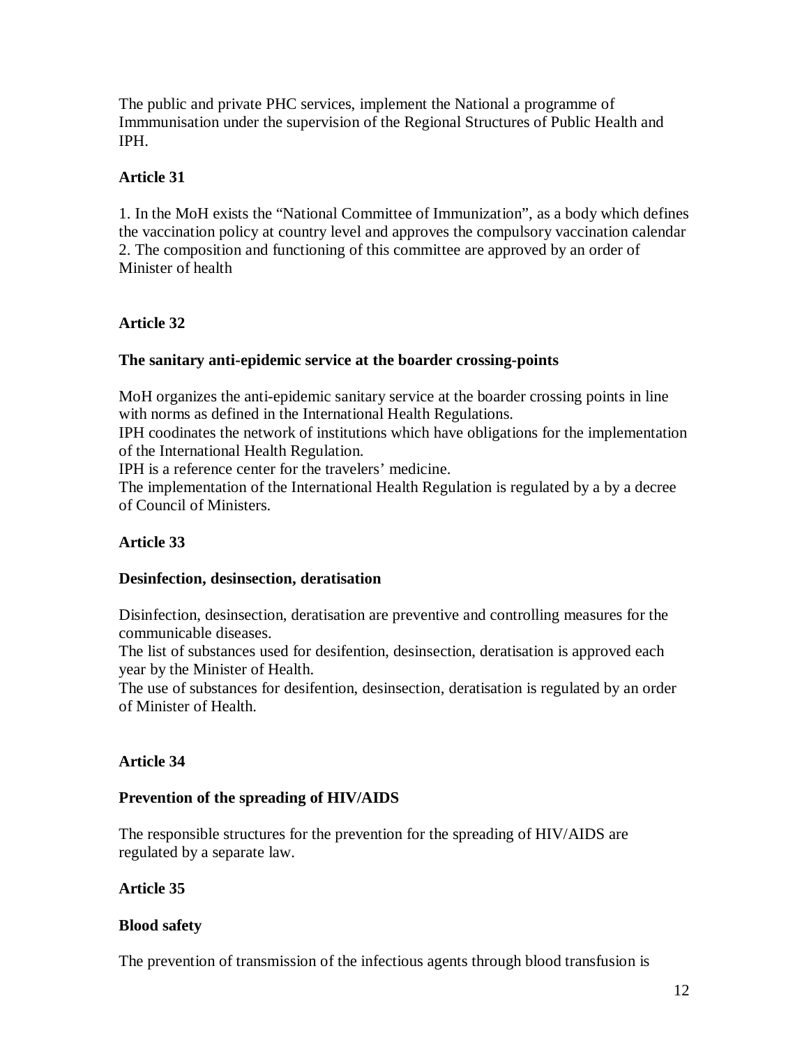The public and private PHC services, implement the National a programme of Immmunisation under the supervision of the Regional Structures of Public Health and IPH.

**Article 31**

1. In the MoH exists the "National Committee of Immunization", as a body which defines the vaccination policy at country level and approves the compulsory vaccination calendar
2. The composition and functioning of this committee are approved by an order of Minister of health

**Article 32**

**The sanitary anti-epidemic service at the boarder crossing-points**

MoH organizes the anti-epidemic sanitary service at the boarder crossing points in line with norms as defined in the International Health Regulations.
IPH coodinates the network of institutions which have obligations for the implementation of the International Health Regulation.
IPH is a reference center for the travelers' medicine.
The implementation of the International Health Regulation is regulated by a by a decree of Council of Ministers.

**Article 33**

**Desinfection, desinsection, deratisation**

Disinfection, desinsection, deratisation are preventive and controlling measures for the communicable diseases.
The list of substances used for desifention, desinsection, deratisation is approved each year by the Minister of Health.
The use of substances for desifention, desinsection, deratisation is regulated by an order of Minister of Health.

**Article 34**

**Prevention of the spreading of HIV/AIDS**

The responsible structures for the prevention for the spreading of HIV/AIDS are regulated by a separate law.

**Article 35**

**Blood safety**

The prevention of transmission of the infectious agents through blood transfusion is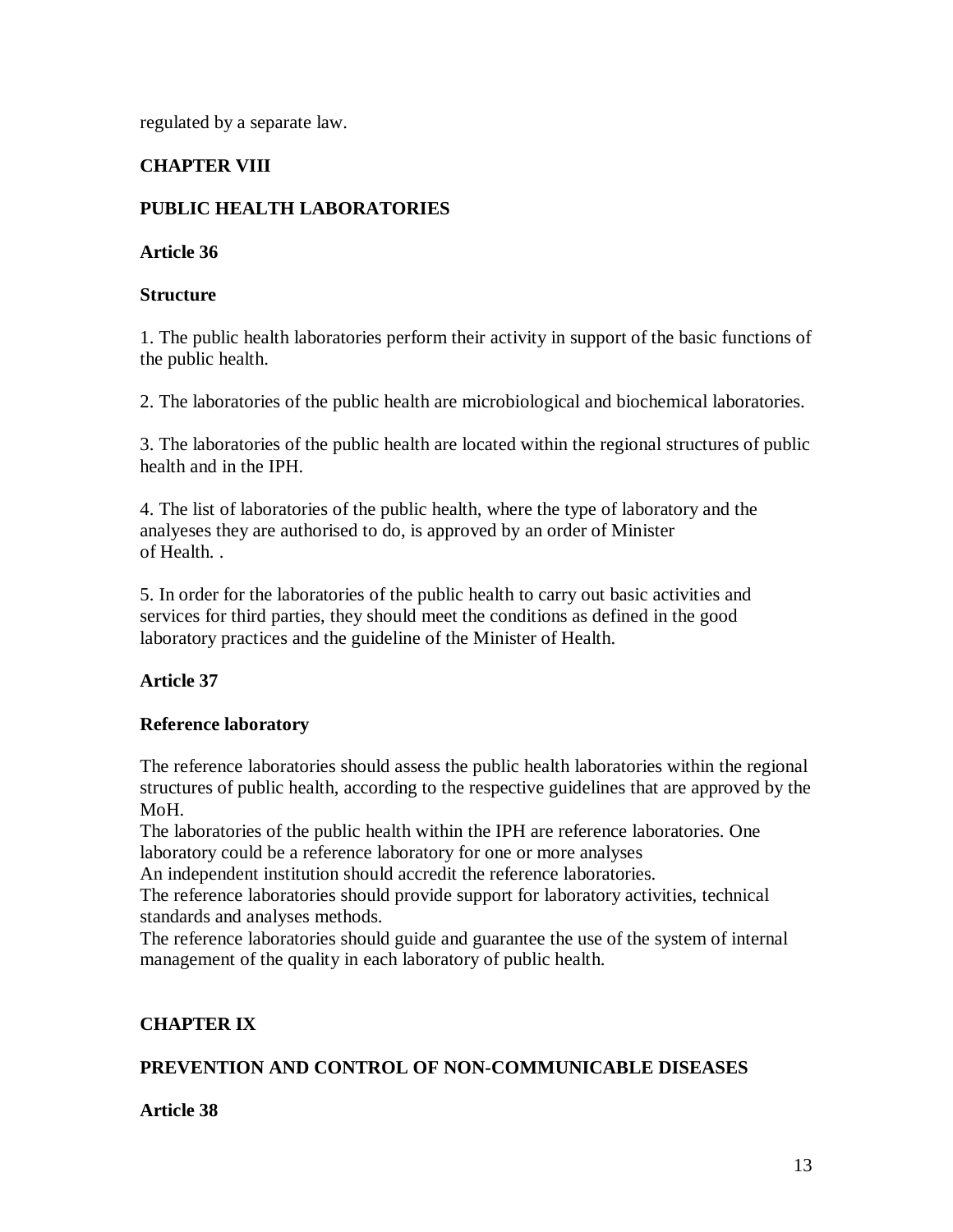regulated by a separate law.

## CHAPTER VIII

## PUBLIC HEALTH LABORATORIES

### Article 36

**Structure**

1. The public health laboratories perform their activity in support of the basic functions of the public health.

2. The laboratories of the public health are microbiological and biochemical laboratories.

3. The laboratories of the public health are located within the regional structures of public health and in the IPH.

4. The list of laboratories of the public health, where the type of laboratory and the analyeses they are authorised to do, is approved by an order of Minister of Health. .

5. In order for the laboratories of the public health to carry out basic activities and services for third parties, they should meet the conditions as defined in the good laboratory practices and the guideline of the Minister of Health.

### Article 37

**Reference laboratory**

The reference laboratories should assess the public health laboratories within the regional structures of public health, according to the respective guidelines that are approved by the MoH.
The laboratories of the public health within the IPH are reference laboratories. One laboratory could be a reference laboratory for one or more analyses
An independent institution should accredit the reference laboratories.
The reference laboratories should provide support for laboratory activities, technical standards and analyses methods.
The reference laboratories should guide and guarantee the use of the system of internal management of the quality in each laboratory of public health.

## CHAPTER IX

## PREVENTION AND CONTROL OF NON-COMMUNICABLE DISEASES

### Article 38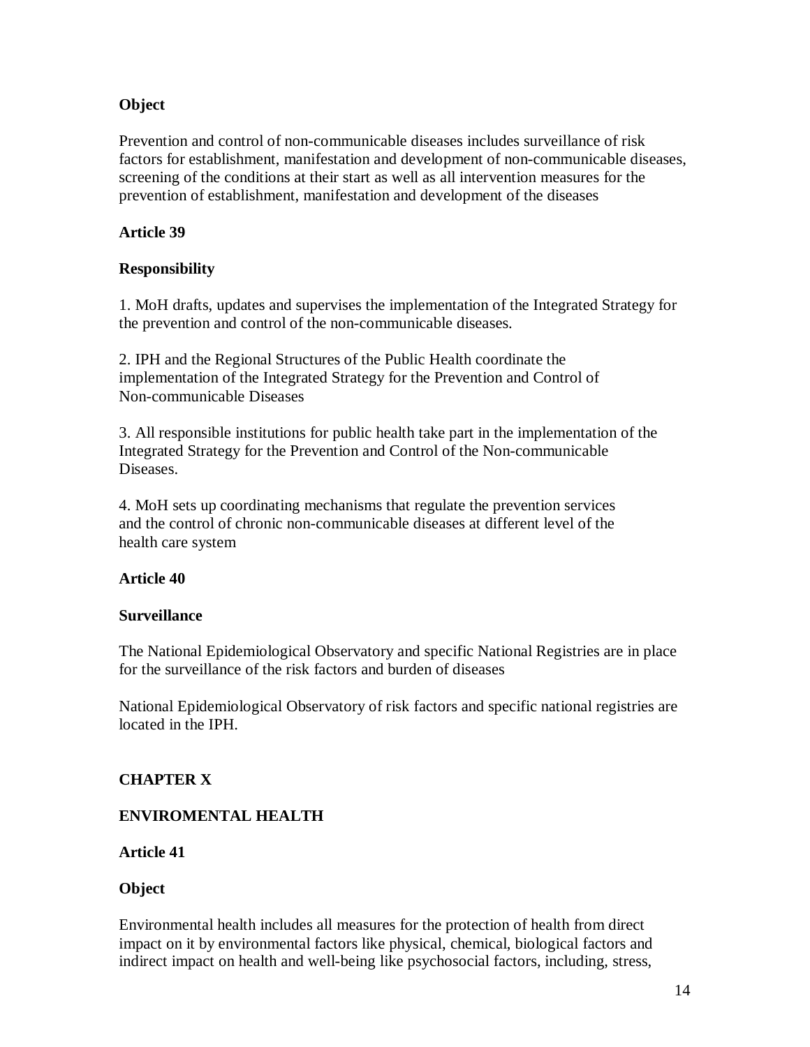**Object**

Prevention and control of non-communicable diseases includes surveillance of risk factors for establishment, manifestation and development of non-communicable diseases, screening of the conditions at their start as well as all intervention measures for the prevention of establishment, manifestation and development of the diseases

**Article 39**

**Responsibility**

1. MoH drafts, updates and supervises the implementation of the Integrated Strategy for the prevention and control of the non-communicable diseases.

2. IPH and the Regional Structures of the Public Health coordinate the implementation of the Integrated Strategy for the Prevention and Control of Non-communicable Diseases

3. All responsible institutions for public health take part in the implementation of the Integrated Strategy for the Prevention and Control of the Non-communicable Diseases.

4. MoH sets up coordinating mechanisms that regulate the prevention services and the control of chronic non-communicable diseases at different level of the health care system

**Article 40**

**Surveillance**

The National Epidemiological Observatory and specific National Registries are in place for the surveillance of the risk factors and burden of diseases

National Epidemiological Observatory of risk factors and specific national registries are located in the IPH.

**CHAPTER X**

**ENVIROMENTAL HEALTH**

**Article 41**

**Object**

Environmental health includes all measures for the protection of health from direct impact on it by environmental factors like physical, chemical, biological factors and indirect impact on health and well-being like psychosocial factors, including, stress,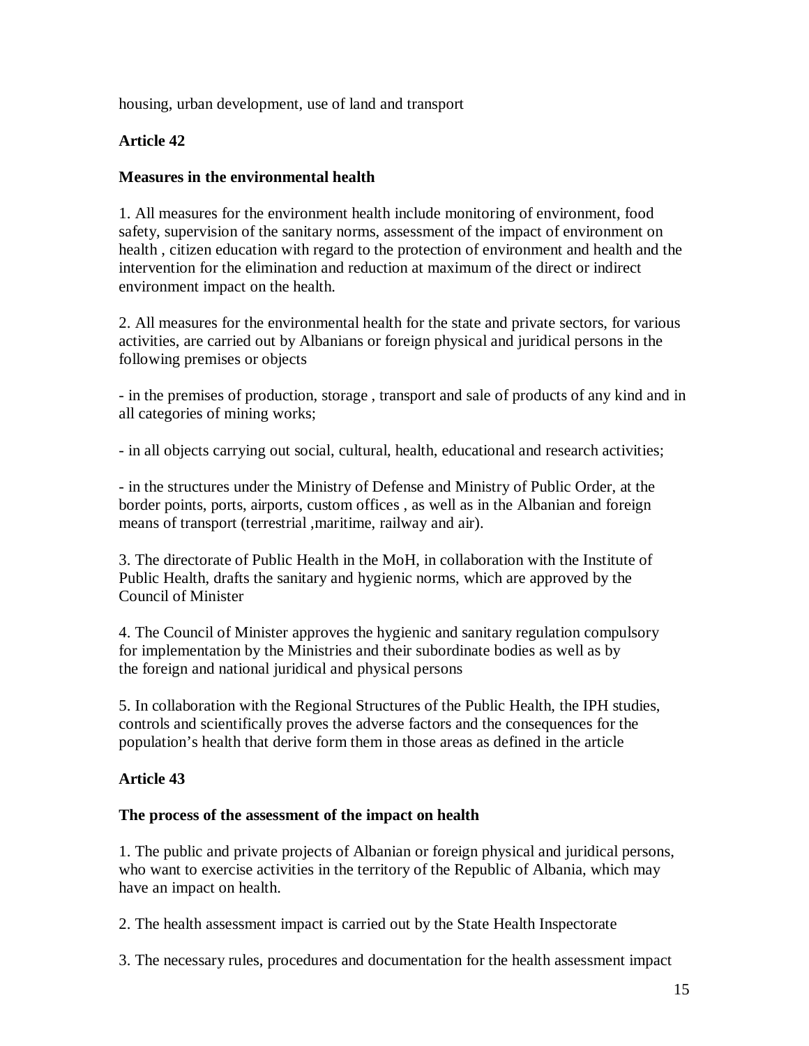housing, urban development, use of land and transport

**Article 42**

**Measures in the environmental health**

1. All measures for the environment health include monitoring of environment, food safety, supervision of the sanitary norms, assessment of the impact of environment on health , citizen education with regard to the protection of environment and health and the intervention for the elimination and reduction at maximum of the direct or indirect environment impact on the health.

2. All measures for the environmental health for the state and private sectors, for various activities, are carried out by Albanians or foreign physical and juridical persons in the following premises or objects

- in the premises of production, storage , transport and sale of products of any kind and in all categories of mining works;

- in all objects carrying out social, cultural, health, educational and research activities;

- in the structures under the Ministry of Defense and Ministry of Public Order, at the border points, ports, airports, custom offices , as well as in the Albanian and foreign means of transport (terrestrial ,maritime, railway and air).

3. The directorate of Public Health in the MoH, in collaboration with the Institute of Public Health, drafts the sanitary and hygienic norms, which are approved by the Council of Minister

4. The Council of Minister approves the hygienic and sanitary regulation compulsory for implementation by the Ministries and their subordinate bodies as well as by the foreign and national juridical and physical persons

5. In collaboration with the Regional Structures of the Public Health, the IPH studies, controls and scientifically proves the adverse factors and the consequences for the population's health that derive form them in those areas as defined in the article

**Article 43**

**The process of the assessment of the impact on health**

1. The public and private projects of Albanian or foreign physical and juridical persons, who want to exercise activities in the territory of the Republic of Albania, which may have an impact on health.

2. The health assessment impact is carried out by the State Health Inspectorate

3. The necessary rules, procedures and documentation for the health assessment impact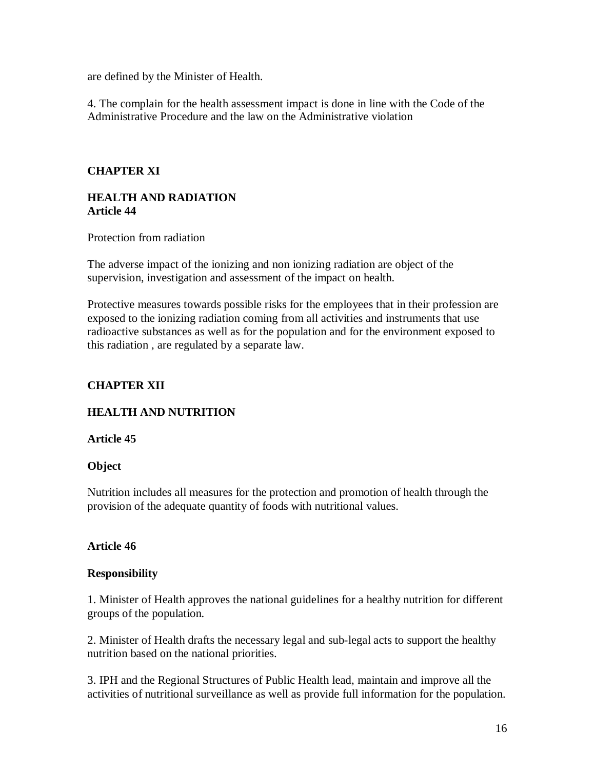are defined by the Minister of Health.

4. The complain for the health assessment impact is done in line with the Code of the Administrative Procedure and the law on the Administrative violation

## CHAPTER XI

## HEALTH AND RADIATION
**Article 44**

Protection from radiation

The adverse impact of the ionizing and non ionizing radiation are object of the supervision, investigation and assessment of the impact on health.

Protective measures towards possible risks for the employees that in their profession are exposed to the ionizing radiation coming from all activities and instruments that use radioactive substances as well as for the population and for the environment exposed to this radiation , are regulated by a separate law.

## CHAPTER XII

## HEALTH AND NUTRITION

**Article 45**

**Object**

Nutrition includes all measures for the protection and promotion of health through the provision of the adequate quantity of foods with nutritional values.

**Article 46**

**Responsibility**

1. Minister of Health approves the national guidelines for a healthy nutrition for different groups of the population.

2. Minister of Health drafts the necessary legal and sub-legal acts to support the healthy nutrition based on the national priorities.

3. IPH and the Regional Structures of Public Health lead, maintain and improve all the activities of nutritional surveillance as well as provide full information for the population.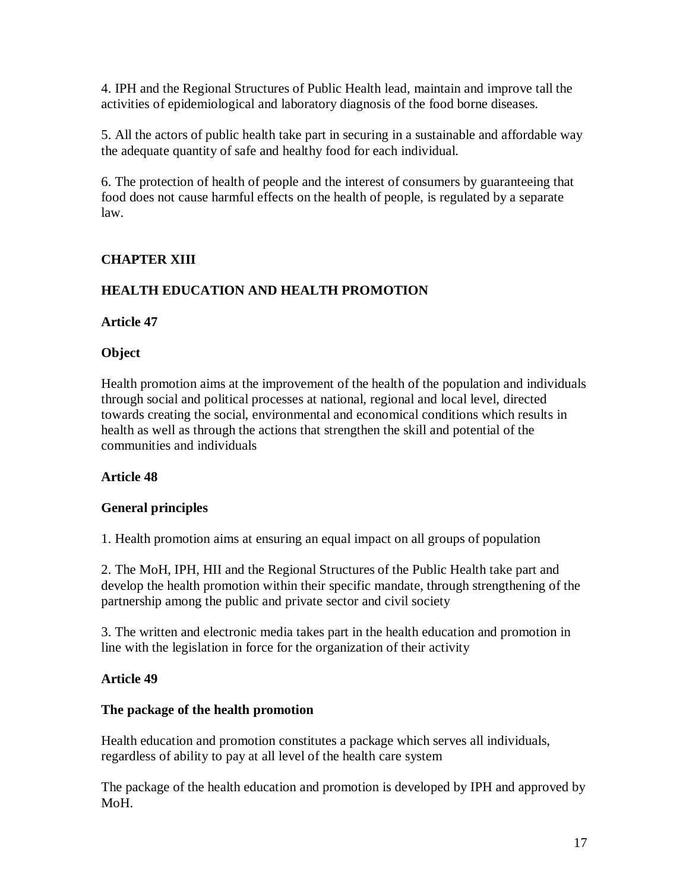4. IPH and the Regional Structures of Public Health lead, maintain and improve tall the activities of epidemiological and laboratory diagnosis of the food borne diseases.

5. All the actors of public health take part in securing in a sustainable and affordable way the adequate quantity of safe and healthy food for each individual.

6. The protection of health of people and the interest of consumers by guaranteeing that food does not cause harmful effects on the health of people, is regulated by a separate law.

## CHAPTER XIII

## HEALTH EDUCATION AND HEALTH PROMOTION

### Article 47

### Object

Health promotion aims at the improvement of the health of the population and individuals through social and political processes at national, regional and local level, directed towards creating the social, environmental and economical conditions which results in health as well as through the actions that strengthen the skill and potential of the communities and individuals

### Article 48

### General principles

1. Health promotion aims at ensuring an equal impact on all groups of population

2. The MoH, IPH, HII and the Regional Structures of the Public Health take part and develop the health promotion within their specific mandate, through strengthening of the partnership among the public and private sector and civil society

3. The written and electronic media takes part in the health education and promotion in line with the legislation in force for the organization of their activity

### Article 49

### The package of the health promotion

Health education and promotion constitutes a package which serves all individuals, regardless of ability to pay at all level of the health care system

The package of the health education and promotion is developed by IPH and approved by MoH.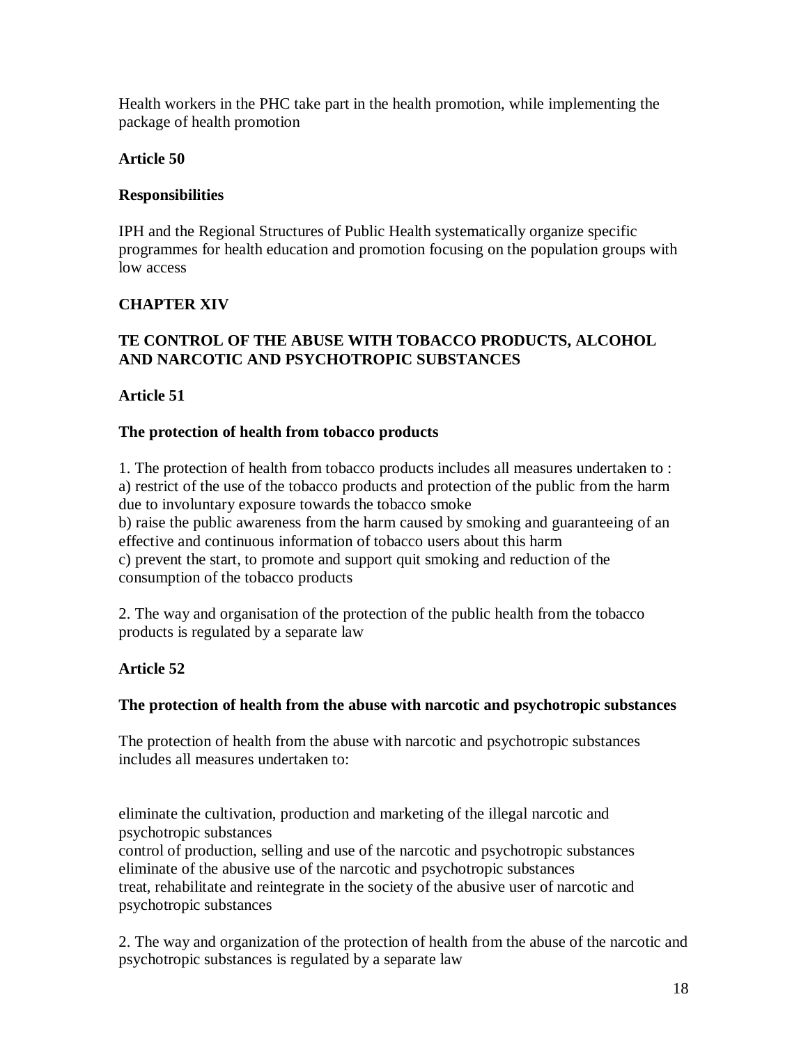Health workers in the PHC take part in the health promotion, while implementing the package of health promotion

**Article 50**

**Responsibilities**

IPH and the Regional Structures of Public Health systematically organize specific programmes for health education and promotion focusing on the population groups with low access

## CHAPTER XIV

## TE CONTROL OF THE ABUSE WITH TOBACCO PRODUCTS, ALCOHOL AND NARCOTIC AND PSYCHOTROPIC SUBSTANCES

**Article 51**

**The protection of health from tobacco products**

1. The protection of health from tobacco products includes all measures undertaken to :
a) restrict of the use of the tobacco products and protection of the public from the harm due to involuntary exposure towards the tobacco smoke
b) raise the public awareness from the harm caused by smoking and guaranteeing of an effective and continuous information of tobacco users about this harm
c) prevent the start, to promote and support quit smoking and reduction of the consumption of the tobacco products

2. The way and organisation of the protection of the public health from the tobacco products is regulated by a separate law

**Article 52**

**The protection of health from the abuse with narcotic and psychotropic substances**

The protection of health from the abuse with narcotic and psychotropic substances includes all measures undertaken to:

eliminate the cultivation, production and marketing of the illegal narcotic and psychotropic substances
control of production, selling and use of the narcotic and psychotropic substances
eliminate of the abusive use of the narcotic and psychotropic substances
treat, rehabilitate and reintegrate in the society of the abusive user of narcotic and psychotropic substances

2. The way and organization of the protection of health from the abuse of the narcotic and psychotropic substances is regulated by a separate law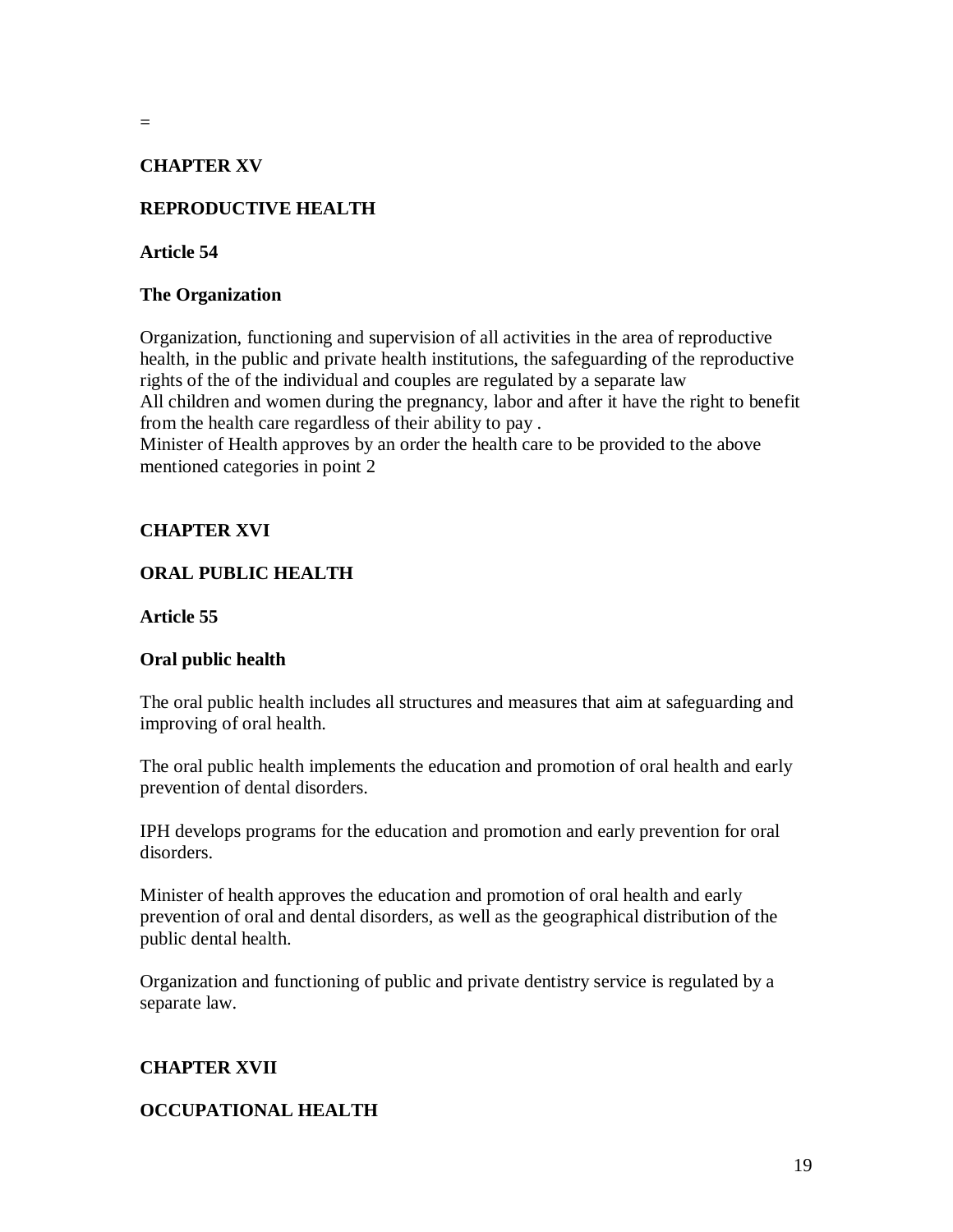=

## CHAPTER XV

## REPRODUCTIVE HEALTH

### Article 54

### The Organization

Organization, functioning and supervision of all activities in the area of reproductive health, in the public and private health institutions, the safeguarding of the reproductive rights of the of the individual and couples are regulated by a separate law
All children and women during the pregnancy, labor and after it have the right to benefit from the health care regardless of their ability to pay .
Minister of Health approves by an order the health care to be provided to the above mentioned categories in point 2

## CHAPTER XVI

## ORAL PUBLIC HEALTH

### Article 55

### Oral public health

The oral public health includes all structures and measures that aim at safeguarding and improving of oral health.

The oral public health implements the education and promotion of oral health and early prevention of dental disorders.

IPH develops programs for the education and promotion and early prevention for oral disorders.

Minister of health approves the education and promotion of oral health and early prevention of oral and dental disorders, as well as the geographical distribution of the public dental health.

Organization and functioning of public and private dentistry service is regulated by a separate law.

## CHAPTER XVII

## OCCUPATIONAL HEALTH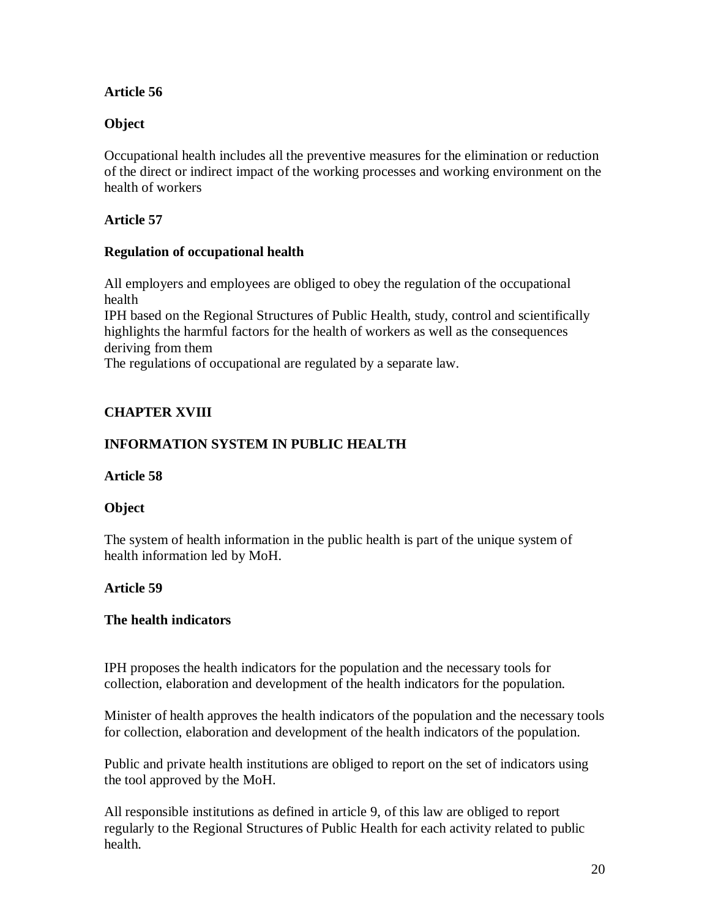**Article 56**

**Object**

Occupational health includes all the preventive measures for the elimination or reduction of the direct or indirect impact of the working processes and working environment on the health of workers

**Article 57**

**Regulation of occupational health**

All employers and employees are obliged to obey the regulation of the occupational health

IPH based on the Regional Structures of Public Health, study, control and scientifically highlights the harmful factors for the health of workers as well as the consequences deriving from them

The regulations of occupational are regulated by a separate law.

## CHAPTER XVIII

## INFORMATION SYSTEM IN PUBLIC HEALTH

**Article 58**

**Object**

The system of health information in the public health is part of the unique system of health information led by MoH.

**Article 59**

**The health indicators**

IPH proposes the health indicators for the population and the necessary tools for collection, elaboration and development of the health indicators for the population.

Minister of health approves the health indicators of the population and the necessary tools for collection, elaboration and development of the health indicators of the population.

Public and private health institutions are obliged to report on the set of indicators using the tool approved by the MoH.

All responsible institutions as defined in article 9, of this law are obliged to report regularly to the Regional Structures of Public Health for each activity related to public health.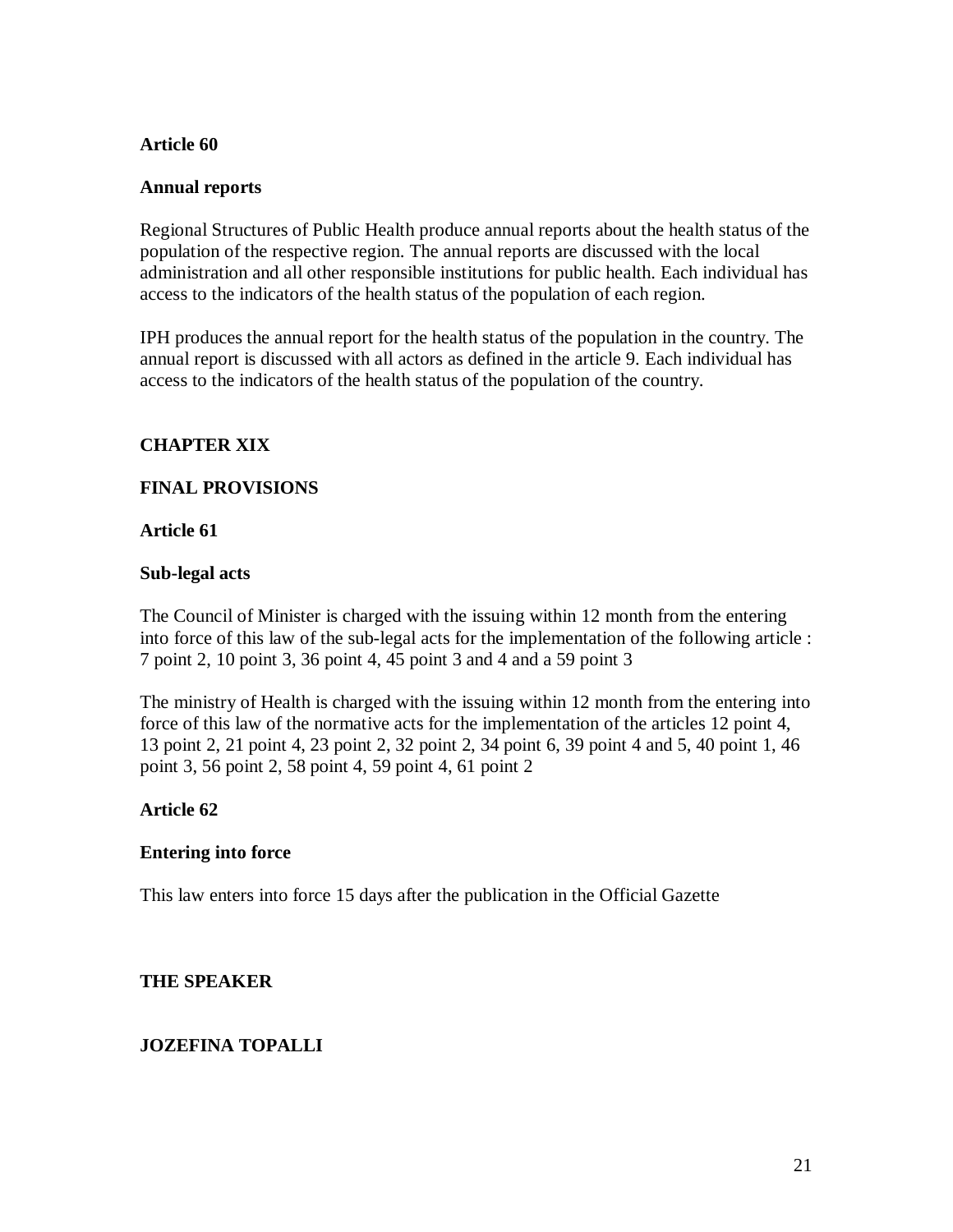**Article 60**

**Annual reports**

Regional Structures of Public Health produce annual reports about the health status of the population of the respective region. The annual reports are discussed with the local administration and all other responsible institutions for public health. Each individual has access to the indicators of the health status of the population of each region.

IPH produces the annual report for the health status of the population in the country. The annual report is discussed with all actors as defined in the article 9. Each individual has access to the indicators of the health status of the population of the country.

## CHAPTER XIX

## FINAL PROVISIONS

**Article 61**

**Sub-legal acts**

The Council of Minister is charged with the issuing within 12 month from the entering into force of this law of the sub-legal acts for the implementation of the following article : 7 point 2, 10 point 3, 36 point 4, 45 point 3 and 4 and a 59 point 3

The ministry of Health is charged with the issuing within 12 month from the entering into force of this law of the normative acts for the implementation of the articles 12 point 4, 13 point 2, 21 point 4, 23 point 2, 32 point 2, 34 point 6, 39 point 4 and 5, 40 point 1, 46 point 3, 56 point 2, 58 point 4, 59 point 4, 61 point 2

**Article 62**

**Entering into force**

This law enters into force 15 days after the publication in the Official Gazette

**THE SPEAKER**

**JOZEFINA TOPALLI**